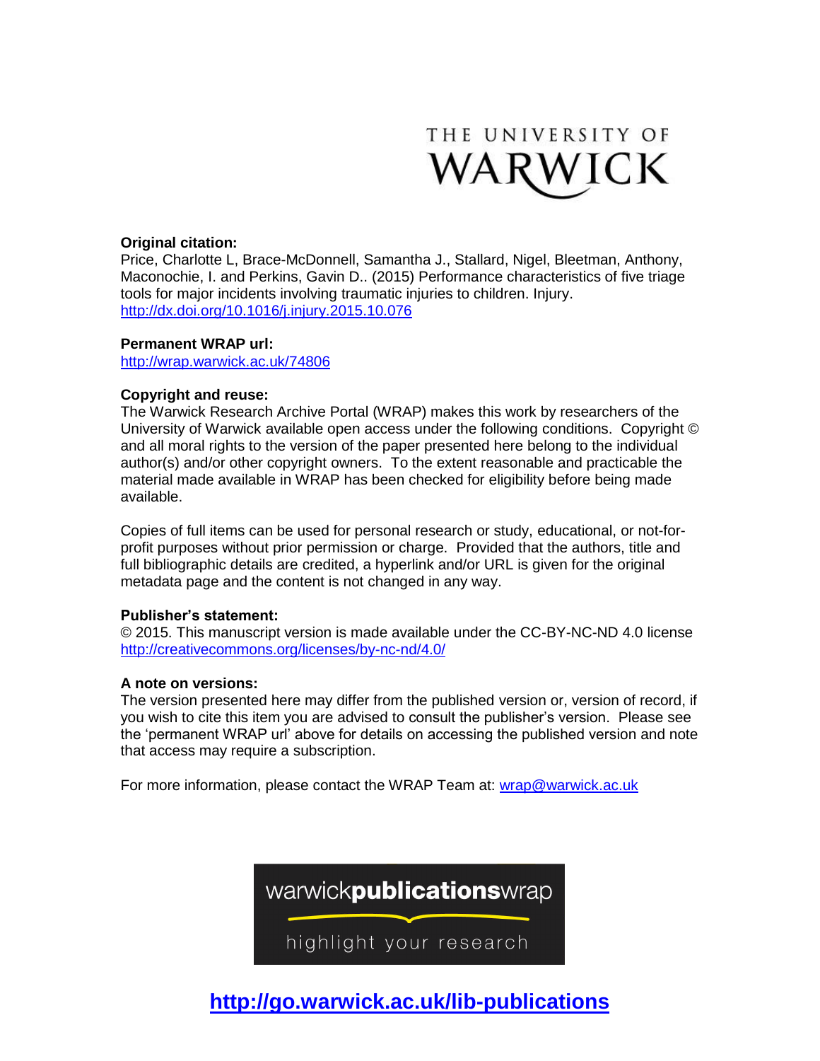THE UNIVERSITY OF WARWICK

**Original citation:**
Price, Charlotte L, Brace-McDonnell, Samantha J., Stallard, Nigel, Bleetman, Anthony, Maconochie, I. and Perkins, Gavin D.. (2015) Performance characteristics of five triage tools for major incidents involving traumatic injuries to children. Injury.
http://dx.doi.org/10.1016/j.injury.2015.10.076

**Permanent WRAP url:**
http://wrap.warwick.ac.uk/74806

**Copyright and reuse:**
The Warwick Research Archive Portal (WRAP) makes this work by researchers of the University of Warwick available open access under the following conditions. Copyright © and all moral rights to the version of the paper presented here belong to the individual author(s) and/or other copyright owners. To the extent reasonable and practicable the material made available in WRAP has been checked for eligibility before being made available.

Copies of full items can be used for personal research or study, educational, or not-for-profit purposes without prior permission or charge. Provided that the authors, title and full bibliographic details are credited, a hyperlink and/or URL is given for the original metadata page and the content is not changed in any way.

**Publisher's statement:**
© 2015. This manuscript version is made available under the CC-BY-NC-ND 4.0 license
http://creativecommons.org/licenses/by-nc-nd/4.0/

**A note on versions:**
The version presented here may differ from the published version or, version of record, if you wish to cite this item you are advised to consult the publisher's version. Please see the 'permanent WRAP url' above for details on accessing the published version and note that access may require a subscription.

For more information, please contact the WRAP Team at: wrap@warwick.ac.uk

warwick**publications**wrap

highlight your research

**http://go.warwick.ac.uk/lib-publications**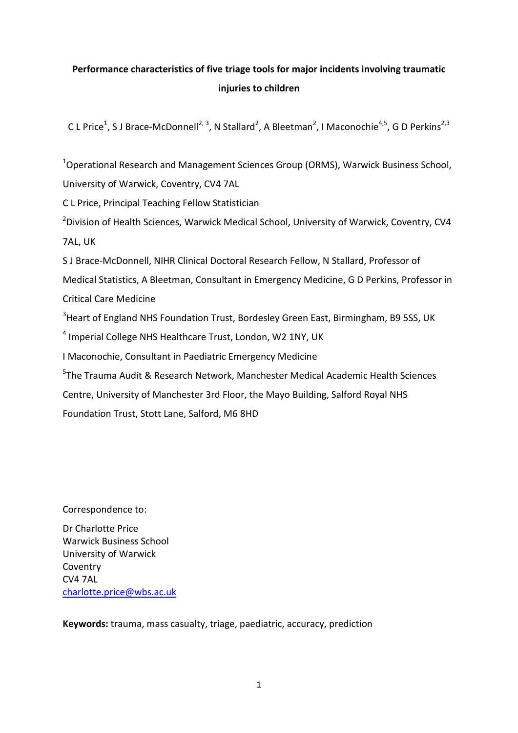**Performance characteristics of five triage tools for major incidents involving traumatic injuries to children**

C L Price[1], S J Brace-McDonnell[2, 3], N Stallard[2], A Bleetman[2], I Maconochie[4,5], G D Perkins[2,3]

[1]Operational Research and Management Sciences Group (ORMS), Warwick Business School, University of Warwick, Coventry, CV4 7AL

C L Price, Principal Teaching Fellow Statistician

[2]Division of Health Sciences, Warwick Medical School, University of Warwick, Coventry, CV4 7AL, UK

S J Brace-McDonnell, NIHR Clinical Doctoral Research Fellow, N Stallard, Professor of Medical Statistics, A Bleetman, Consultant in Emergency Medicine, G D Perkins, Professor in Critical Care Medicine

[3]Heart of England NHS Foundation Trust, Bordesley Green East, Birmingham, B9 5SS, UK

[4] Imperial College NHS Healthcare Trust, London, W2 1NY, UK

I Maconochie, Consultant in Paediatric Emergency Medicine

[5]The Trauma Audit & Research Network, Manchester Medical Academic Health Sciences Centre, University of Manchester 3rd Floor, the Mayo Building, Salford Royal NHS Foundation Trust, Stott Lane, Salford, M6 8HD

Correspondence to:

Dr Charlotte Price
Warwick Business School
University of Warwick
Coventry
CV4 7AL
charlotte.price@wbs.ac.uk

**Keywords:** trauma, mass casualty, triage, paediatric, accuracy, prediction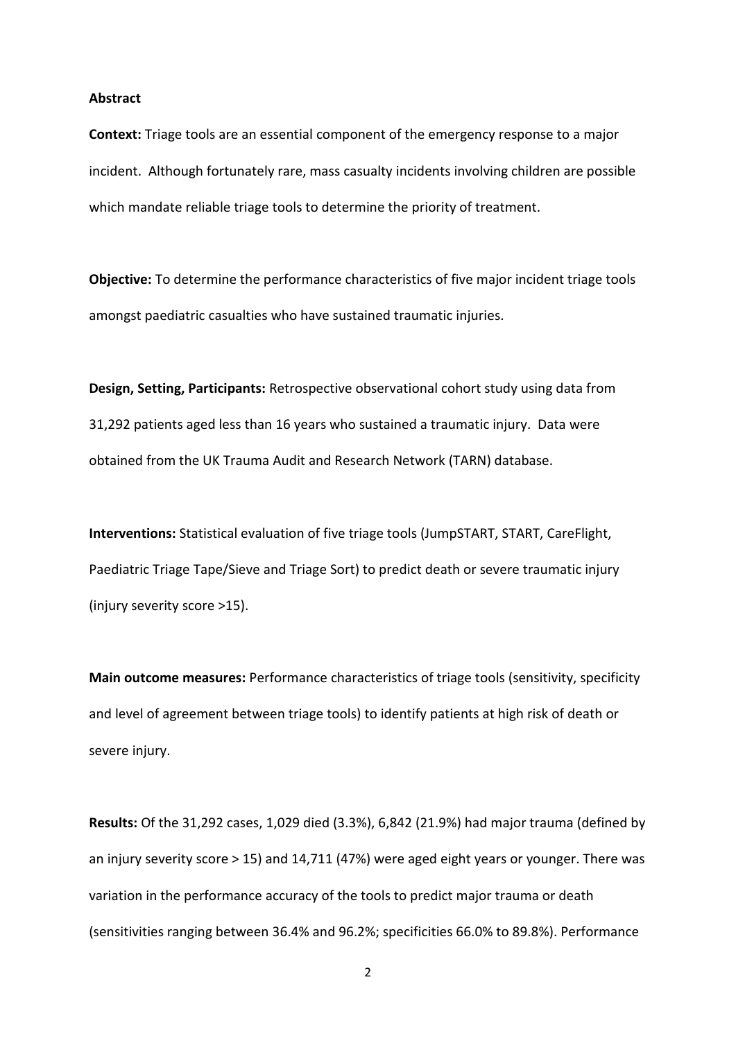**Abstract**

**Context:** Triage tools are an essential component of the emergency response to a major incident. Although fortunately rare, mass casualty incidents involving children are possible which mandate reliable triage tools to determine the priority of treatment.

**Objective:** To determine the performance characteristics of five major incident triage tools amongst paediatric casualties who have sustained traumatic injuries.

**Design, Setting, Participants:** Retrospective observational cohort study using data from 31,292 patients aged less than 16 years who sustained a traumatic injury. Data were obtained from the UK Trauma Audit and Research Network (TARN) database.

**Interventions:** Statistical evaluation of five triage tools (JumpSTART, START, CareFlight, Paediatric Triage Tape/Sieve and Triage Sort) to predict death or severe traumatic injury (injury severity score >15).

**Main outcome measures:** Performance characteristics of triage tools (sensitivity, specificity and level of agreement between triage tools) to identify patients at high risk of death or severe injury.

**Results:** Of the 31,292 cases, 1,029 died (3.3%), 6,842 (21.9%) had major trauma (defined by an injury severity score > 15) and 14,711 (47%) were aged eight years or younger. There was variation in the performance accuracy of the tools to predict major trauma or death (sensitivities ranging between 36.4% and 96.2%; specificities 66.0% to 89.8%). Performance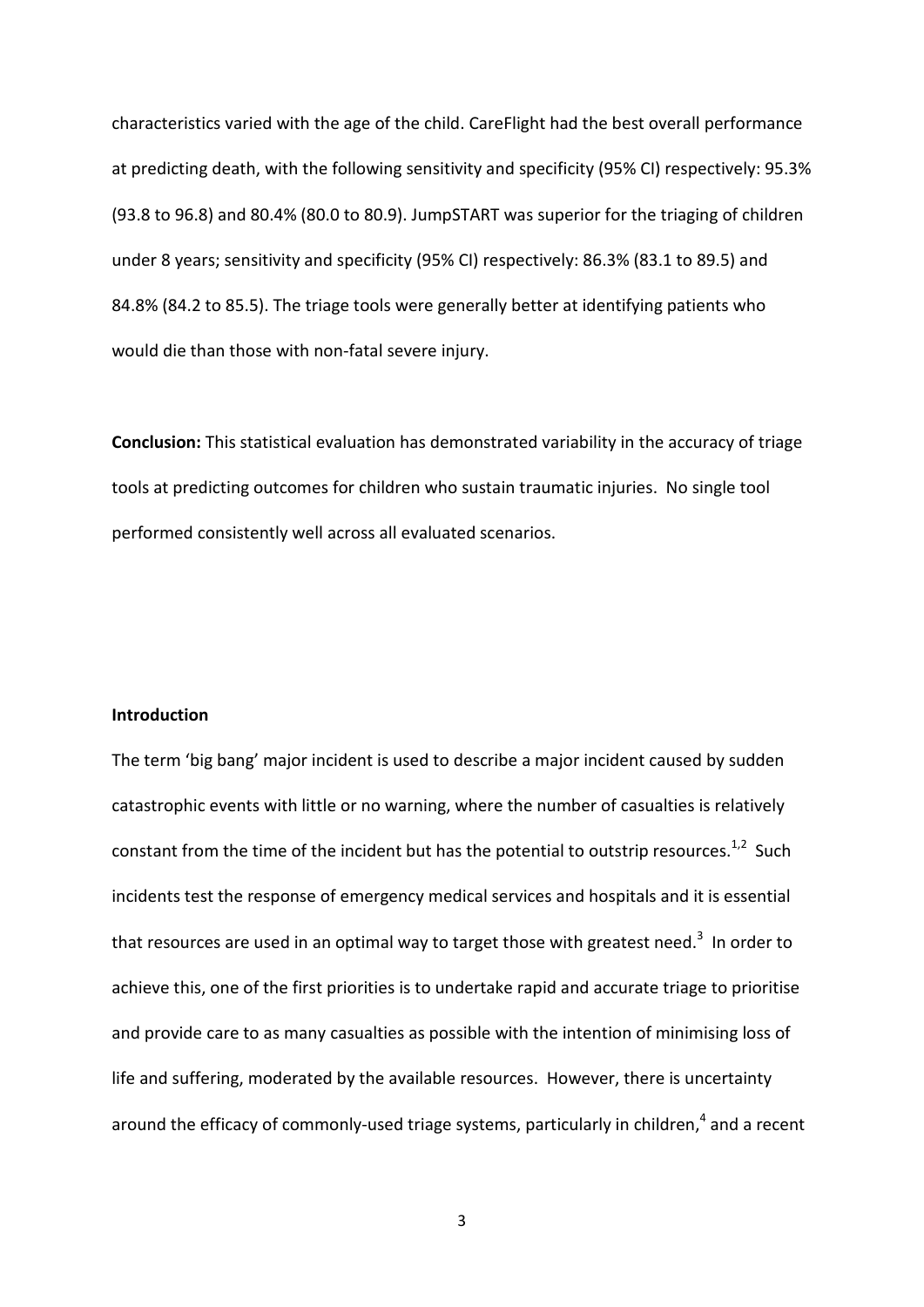characteristics varied with the age of the child. CareFlight had the best overall performance at predicting death, with the following sensitivity and specificity (95% CI) respectively: 95.3% (93.8 to 96.8) and 80.4% (80.0 to 80.9). JumpSTART was superior for the triaging of children under 8 years; sensitivity and specificity (95% CI) respectively: 86.3% (83.1 to 89.5) and 84.8% (84.2 to 85.5). The triage tools were generally better at identifying patients who would die than those with non-fatal severe injury.

**Conclusion:** This statistical evaluation has demonstrated variability in the accuracy of triage tools at predicting outcomes for children who sustain traumatic injuries. No single tool performed consistently well across all evaluated scenarios.

**Introduction**

The term 'big bang' major incident is used to describe a major incident caused by sudden catastrophic events with little or no warning, where the number of casualties is relatively constant from the time of the incident but has the potential to outstrip resources.[1,2] Such incidents test the response of emergency medical services and hospitals and it is essential that resources are used in an optimal way to target those with greatest need.[3] In order to achieve this, one of the first priorities is to undertake rapid and accurate triage to prioritise and provide care to as many casualties as possible with the intention of minimising loss of life and suffering, moderated by the available resources. However, there is uncertainty around the efficacy of commonly-used triage systems, particularly in children,[4] and a recent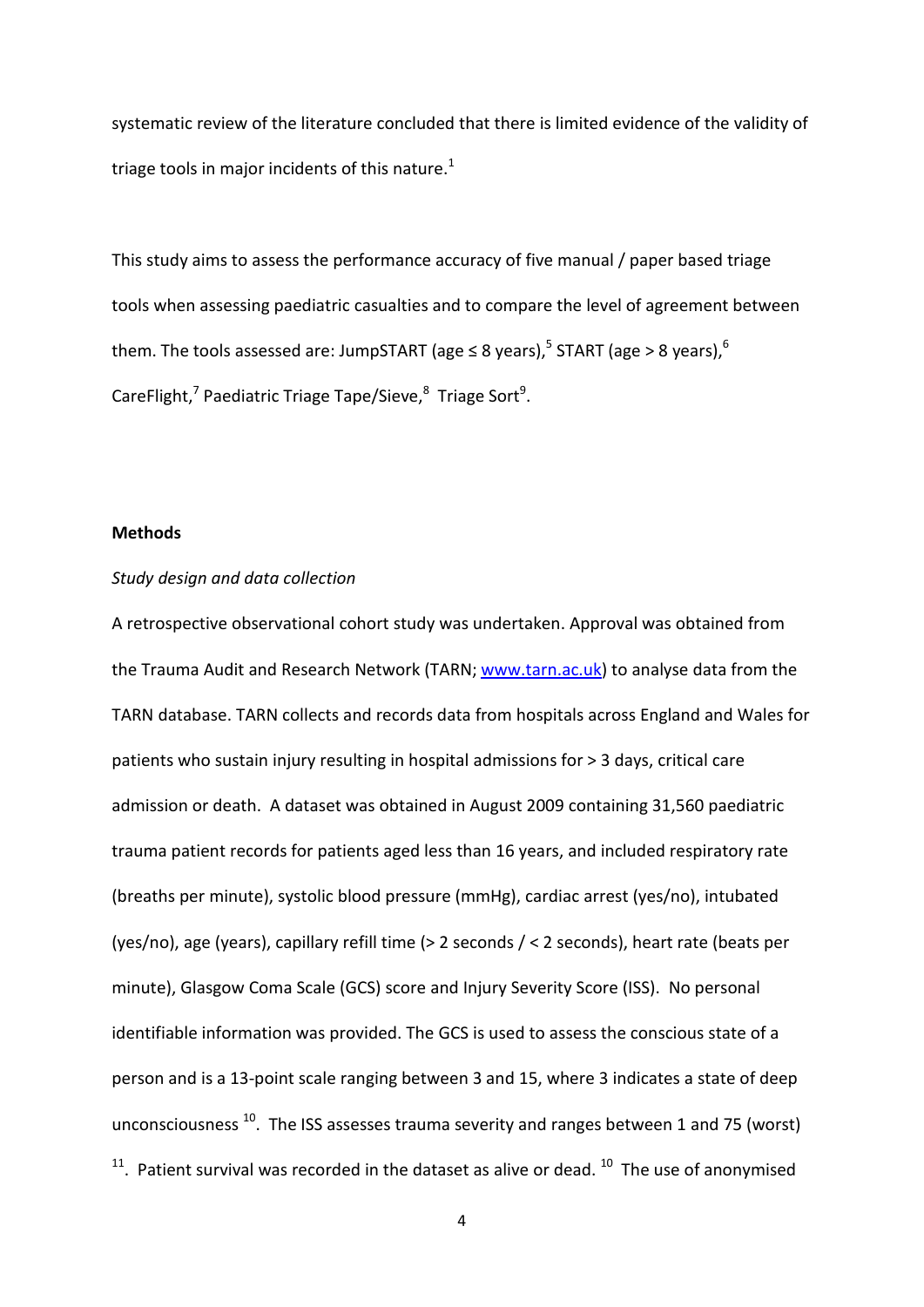systematic review of the literature concluded that there is limited evidence of the validity of triage tools in major incidents of this nature.[1]

This study aims to assess the performance accuracy of five manual / paper based triage tools when assessing paediatric casualties and to compare the level of agreement between them. The tools assessed are: JumpSTART (age ≤ 8 years),[5] START (age > 8 years),[6] CareFlight,[7] Paediatric Triage Tape/Sieve,[8] Triage Sort[9].

## Methods

### *Study design and data collection*

A retrospective observational cohort study was undertaken. Approval was obtained from the Trauma Audit and Research Network (TARN; [www.tarn.ac.uk](http://www.tarn.ac.uk)) to analyse data from the TARN database. TARN collects and records data from hospitals across England and Wales for patients who sustain injury resulting in hospital admissions for > 3 days, critical care admission or death. A dataset was obtained in August 2009 containing 31,560 paediatric trauma patient records for patients aged less than 16 years, and included respiratory rate (breaths per minute), systolic blood pressure (mmHg), cardiac arrest (yes/no), intubated (yes/no), age (years), capillary refill time (> 2 seconds / < 2 seconds), heart rate (beats per minute), Glasgow Coma Scale (GCS) score and Injury Severity Score (ISS). No personal identifiable information was provided. The GCS is used to assess the conscious state of a person and is a 13-point scale ranging between 3 and 15, where 3 indicates a state of deep unconsciousness [10]. The ISS assesses trauma severity and ranges between 1 and 75 (worst) [11]. Patient survival was recorded in the dataset as alive or dead. [10] The use of anonymised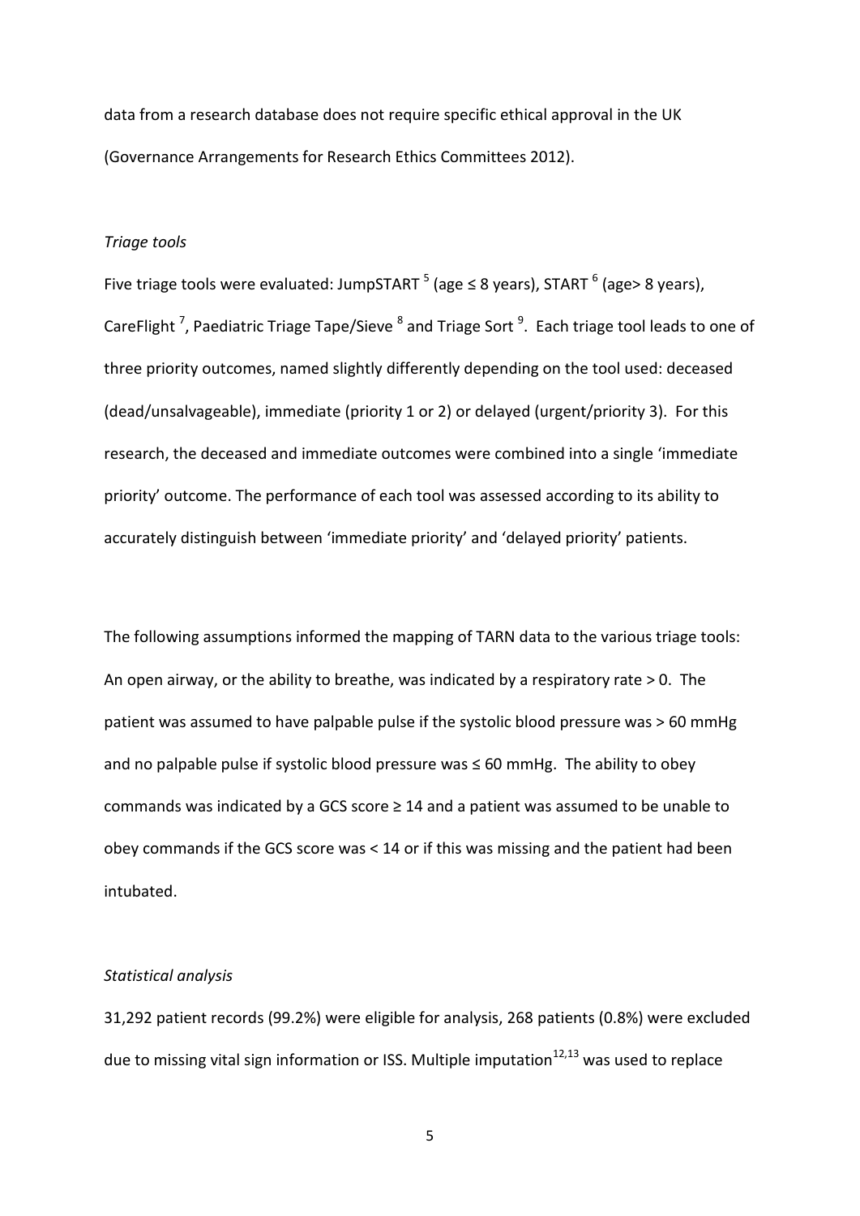data from a research database does not require specific ethical approval in the UK (Governance Arrangements for Research Ethics Committees 2012).

*Triage tools*

Five triage tools were evaluated: JumpSTART [5] (age ≤ 8 years), START [6] (age> 8 years), CareFlight [7], Paediatric Triage Tape/Sieve [8] and Triage Sort [9]. Each triage tool leads to one of three priority outcomes, named slightly differently depending on the tool used: deceased (dead/unsalvageable), immediate (priority 1 or 2) or delayed (urgent/priority 3). For this research, the deceased and immediate outcomes were combined into a single 'immediate priority' outcome. The performance of each tool was assessed according to its ability to accurately distinguish between 'immediate priority' and 'delayed priority' patients.

The following assumptions informed the mapping of TARN data to the various triage tools: An open airway, or the ability to breathe, was indicated by a respiratory rate > 0. The patient was assumed to have palpable pulse if the systolic blood pressure was > 60 mmHg and no palpable pulse if systolic blood pressure was ≤ 60 mmHg. The ability to obey commands was indicated by a GCS score ≥ 14 and a patient was assumed to be unable to obey commands if the GCS score was < 14 or if this was missing and the patient had been intubated.

*Statistical analysis*

31,292 patient records (99.2%) were eligible for analysis, 268 patients (0.8%) were excluded due to missing vital sign information or ISS. Multiple imputation[12,13] was used to replace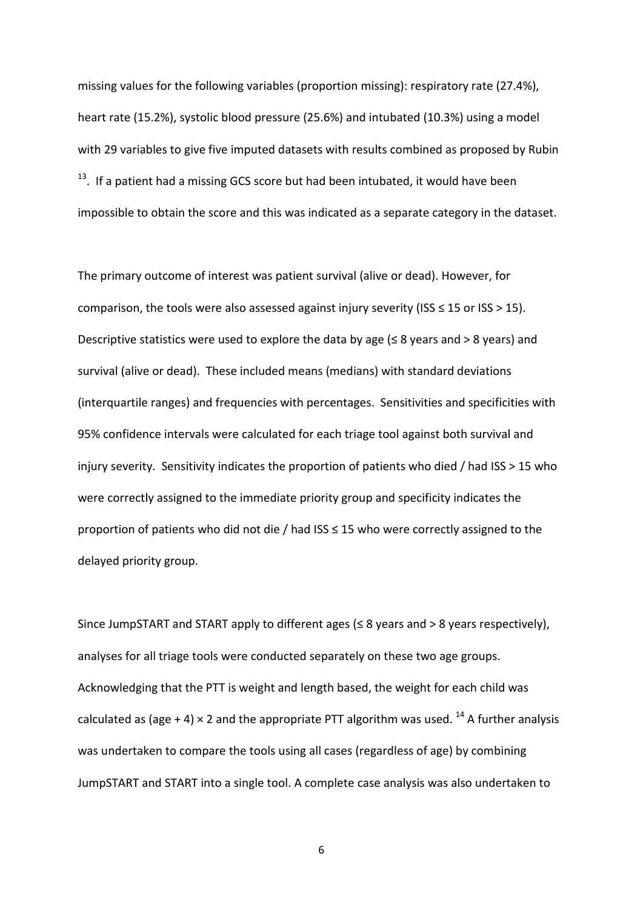missing values for the following variables (proportion missing): respiratory rate (27.4%), heart rate (15.2%), systolic blood pressure (25.6%) and intubated (10.3%) using a model with 29 variables to give five imputed datasets with results combined as proposed by Rubin [13]. If a patient had a missing GCS score but had been intubated, it would have been impossible to obtain the score and this was indicated as a separate category in the dataset.

The primary outcome of interest was patient survival (alive or dead). However, for comparison, the tools were also assessed against injury severity (ISS ≤ 15 or ISS > 15). Descriptive statistics were used to explore the data by age (≤ 8 years and > 8 years) and survival (alive or dead). These included means (medians) with standard deviations (interquartile ranges) and frequencies with percentages. Sensitivities and specificities with 95% confidence intervals were calculated for each triage tool against both survival and injury severity. Sensitivity indicates the proportion of patients who died / had ISS > 15 who were correctly assigned to the immediate priority group and specificity indicates the proportion of patients who did not die / had ISS ≤ 15 who were correctly assigned to the delayed priority group.

Since JumpSTART and START apply to different ages (≤ 8 years and > 8 years respectively), analyses for all triage tools were conducted separately on these two age groups. Acknowledging that the PTT is weight and length based, the weight for each child was calculated as (age + 4) × 2 and the appropriate PTT algorithm was used. [14] A further analysis was undertaken to compare the tools using all cases (regardless of age) by combining JumpSTART and START into a single tool. A complete case analysis was also undertaken to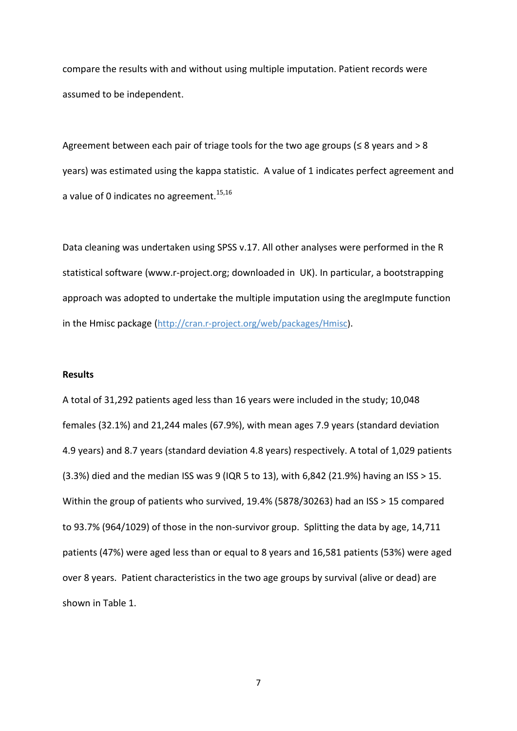compare the results with and without using multiple imputation. Patient records were assumed to be independent.

Agreement between each pair of triage tools for the two age groups (≤ 8 years and > 8 years) was estimated using the kappa statistic. A value of 1 indicates perfect agreement and a value of 0 indicates no agreement.[15,16]

Data cleaning was undertaken using SPSS v.17. All other analyses were performed in the R statistical software (www.r-project.org; downloaded in UK). In particular, a bootstrapping approach was adopted to undertake the multiple imputation using the aregImpute function in the Hmisc package (http://cran.r-project.org/web/packages/Hmisc).

**Results**

A total of 31,292 patients aged less than 16 years were included in the study; 10,048 females (32.1%) and 21,244 males (67.9%), with mean ages 7.9 years (standard deviation 4.9 years) and 8.7 years (standard deviation 4.8 years) respectively. A total of 1,029 patients (3.3%) died and the median ISS was 9 (IQR 5 to 13), with 6,842 (21.9%) having an ISS > 15. Within the group of patients who survived, 19.4% (5878/30263) had an ISS > 15 compared to 93.7% (964/1029) of those in the non-survivor group. Splitting the data by age, 14,711 patients (47%) were aged less than or equal to 8 years and 16,581 patients (53%) were aged over 8 years. Patient characteristics in the two age groups by survival (alive or dead) are shown in Table 1.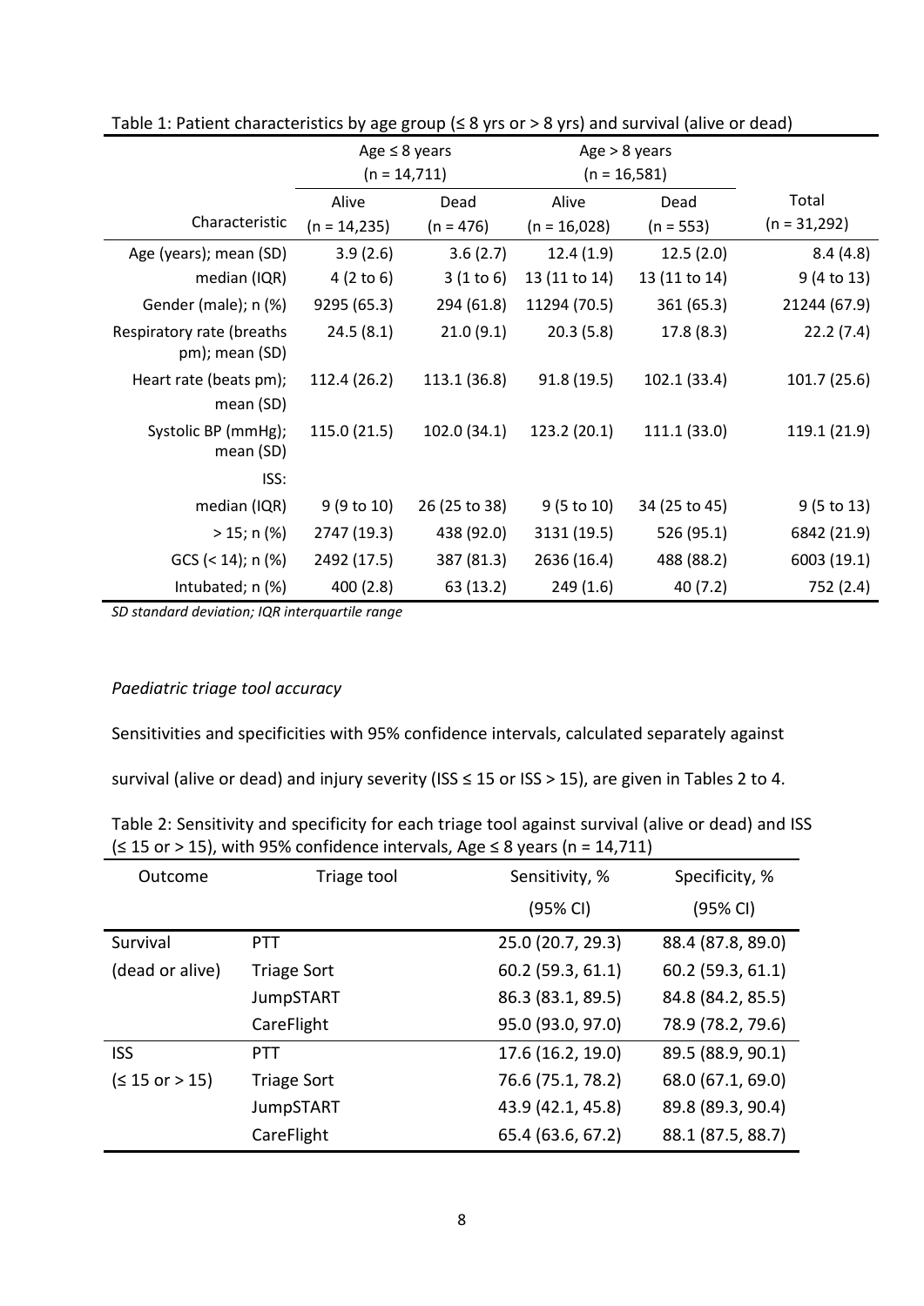Table 1: Patient characteristics by age group (≤ 8 yrs or > 8 yrs) and survival (alive or dead)

| | Age ≤ 8 years (n = 14,711) | | Age > 8 years (n = 16,581) | | |
|---|---|---|---|---|---|
| Characteristic | Alive (n = 14,235) | Dead (n = 476) | Alive (n = 16,028) | Dead (n = 553) | Total (n = 31,292) |
| Age (years); mean (SD) | 3.9 (2.6) | 3.6 (2.7) | 12.4 (1.9) | 12.5 (2.0) | 8.4 (4.8) |
| median (IQR) | 4 (2 to 6) | 3 (1 to 6) | 13 (11 to 14) | 13 (11 to 14) | 9 (4 to 13) |
| Gender (male); n (%) | 9295 (65.3) | 294 (61.8) | 11294 (70.5) | 361 (65.3) | 21244 (67.9) |
| Respiratory rate (breaths pm); mean (SD) | 24.5 (8.1) | 21.0 (9.1) | 20.3 (5.8) | 17.8 (8.3) | 22.2 (7.4) |
| Heart rate (beats pm); mean (SD) | 112.4 (26.2) | 113.1 (36.8) | 91.8 (19.5) | 102.1 (33.4) | 101.7 (25.6) |
| Systolic BP (mmHg); mean (SD) | 115.0 (21.5) | 102.0 (34.1) | 123.2 (20.1) | 111.1 (33.0) | 119.1 (21.9) |
| ISS: | | | | | |
| median (IQR) | 9 (9 to 10) | 26 (25 to 38) | 9 (5 to 10) | 34 (25 to 45) | 9 (5 to 13) |
| > 15; n (%) | 2747 (19.3) | 438 (92.0) | 3131 (19.5) | 526 (95.1) | 6842 (21.9) |
| GCS (< 14); n (%) | 2492 (17.5) | 387 (81.3) | 2636 (16.4) | 488 (88.2) | 6003 (19.1) |
| Intubated; n (%) | 400 (2.8) | 63 (13.2) | 249 (1.6) | 40 (7.2) | 752 (2.4) |

*SD standard deviation; IQR interquartile range*

*Paediatric triage tool accuracy*

Sensitivities and specificities with 95% confidence intervals, calculated separately against survival (alive or dead) and injury severity (ISS ≤ 15 or ISS > 15), are given in Tables 2 to 4.

Table 2: Sensitivity and specificity for each triage tool against survival (alive or dead) and ISS (≤ 15 or > 15), with 95% confidence intervals, Age ≤ 8 years (n = 14,711)

| Outcome | Triage tool | Sensitivity, % (95% CI) | Specificity, % (95% CI) |
|---|---|---|---|
| Survival (dead or alive) | PTT | 25.0 (20.7, 29.3) | 88.4 (87.8, 89.0) |
| | Triage Sort | 60.2 (59.3, 61.1) | 60.2 (59.3, 61.1) |
| | JumpSTART | 86.3 (83.1, 89.5) | 84.8 (84.2, 85.5) |
| | CareFlight | 95.0 (93.0, 97.0) | 78.9 (78.2, 79.6) |
| ISS (≤ 15 or > 15) | PTT | 17.6 (16.2, 19.0) | 89.5 (88.9, 90.1) |
| | Triage Sort | 76.6 (75.1, 78.2) | 68.0 (67.1, 69.0) |
| | JumpSTART | 43.9 (42.1, 45.8) | 89.8 (89.3, 90.4) |
| | CareFlight | 65.4 (63.6, 67.2) | 88.1 (87.5, 88.7) |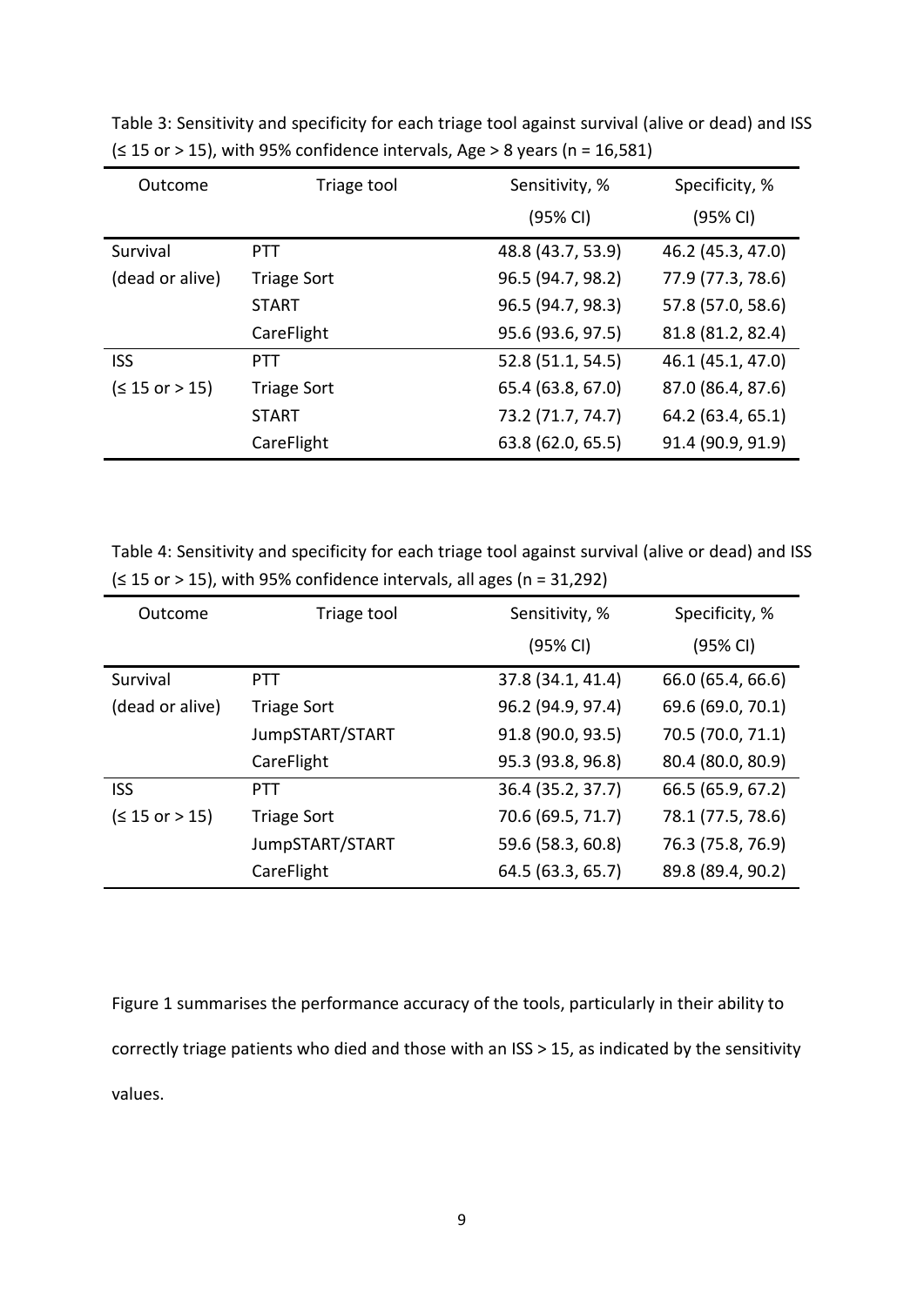Table 3: Sensitivity and specificity for each triage tool against survival (alive or dead) and ISS (≤ 15 or > 15), with 95% confidence intervals, Age > 8 years (n = 16,581)

| Outcome | Triage tool | Sensitivity, % (95% CI) | Specificity, % (95% CI) |
|---|---|---|---|
| Survival (dead or alive) | PTT | 48.8 (43.7, 53.9) | 46.2 (45.3, 47.0) |
| | Triage Sort | 96.5 (94.7, 98.2) | 77.9 (77.3, 78.6) |
| | START | 96.5 (94.7, 98.3) | 57.8 (57.0, 58.6) |
| | CareFlight | 95.6 (93.6, 97.5) | 81.8 (81.2, 82.4) |
| ISS (≤ 15 or > 15) | PTT | 52.8 (51.1, 54.5) | 46.1 (45.1, 47.0) |
| | Triage Sort | 65.4 (63.8, 67.0) | 87.0 (86.4, 87.6) |
| | START | 73.2 (71.7, 74.7) | 64.2 (63.4, 65.1) |
| | CareFlight | 63.8 (62.0, 65.5) | 91.4 (90.9, 91.9) |

Table 4: Sensitivity and specificity for each triage tool against survival (alive or dead) and ISS (≤ 15 or > 15), with 95% confidence intervals, all ages (n = 31,292)

| Outcome | Triage tool | Sensitivity, % (95% CI) | Specificity, % (95% CI) |
|---|---|---|---|
| Survival (dead or alive) | PTT | 37.8 (34.1, 41.4) | 66.0 (65.4, 66.6) |
| | Triage Sort | 96.2 (94.9, 97.4) | 69.6 (69.0, 70.1) |
| | JumpSTART/START | 91.8 (90.0, 93.5) | 70.5 (70.0, 71.1) |
| | CareFlight | 95.3 (93.8, 96.8) | 80.4 (80.0, 80.9) |
| ISS (≤ 15 or > 15) | PTT | 36.4 (35.2, 37.7) | 66.5 (65.9, 67.2) |
| | Triage Sort | 70.6 (69.5, 71.7) | 78.1 (77.5, 78.6) |
| | JumpSTART/START | 59.6 (58.3, 60.8) | 76.3 (75.8, 76.9) |
| | CareFlight | 64.5 (63.3, 65.7) | 89.8 (89.4, 90.2) |

Figure 1 summarises the performance accuracy of the tools, particularly in their ability to correctly triage patients who died and those with an ISS > 15, as indicated by the sensitivity values.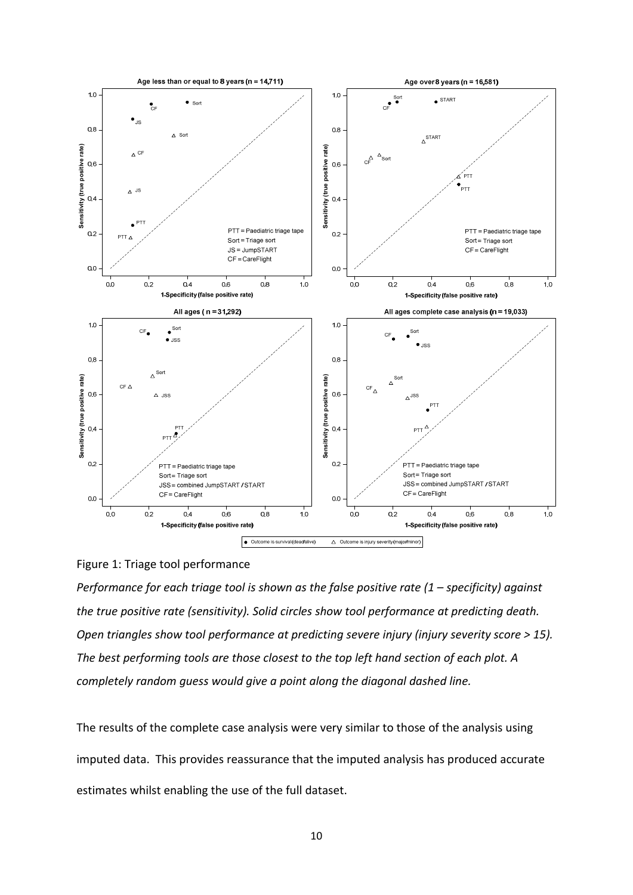Figure 1: Triage tool performance

*Performance for each triage tool is shown as the false positive rate (1 – specificity) against the true positive rate (sensitivity). Solid circles show tool performance at predicting death. Open triangles show tool performance at predicting severe injury (injury severity score > 15). The best performing tools are those closest to the top left hand section of each plot. A completely random guess would give a point along the diagonal dashed line.*

The results of the complete case analysis were very similar to those of the analysis using imputed data. This provides reassurance that the imputed analysis has produced accurate estimates whilst enabling the use of the full dataset.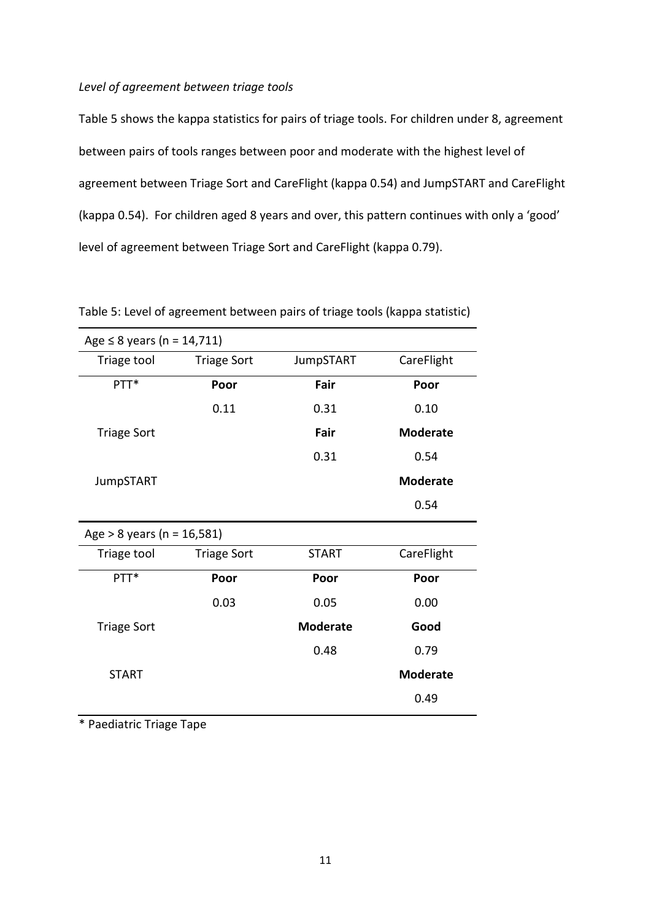*Level of agreement between triage tools*

Table 5 shows the kappa statistics for pairs of triage tools. For children under 8, agreement between pairs of tools ranges between poor and moderate with the highest level of agreement between Triage Sort and CareFlight (kappa 0.54) and JumpSTART and CareFlight (kappa 0.54). For children aged 8 years and over, this pattern continues with only a 'good' level of agreement between Triage Sort and CareFlight (kappa 0.79).

Table 5: Level of agreement between pairs of triage tools (kappa statistic)

| Age ≤ 8 years (n = 14,711) | | | |
|---|---|---|---|
| Triage tool | Triage Sort | JumpSTART | CareFlight |
| PTT* | **Poor** | **Fair** | **Poor** |
| | 0.11 | 0.31 | 0.10 |
| Triage Sort | | **Fair** | **Moderate** |
| | | 0.31 | 0.54 |
| JumpSTART | | | **Moderate** |
| | | | 0.54 |
| **Age > 8 years (n = 16,581)** | | | |
| Triage tool | Triage Sort | START | CareFlight |
| PTT* | **Poor** | **Poor** | **Poor** |
| | 0.03 | 0.05 | 0.00 |
| Triage Sort | | **Moderate** | **Good** |
| | | 0.48 | 0.79 |
| START | | | **Moderate** |
| | | | 0.49 |

\* Paediatric Triage Tape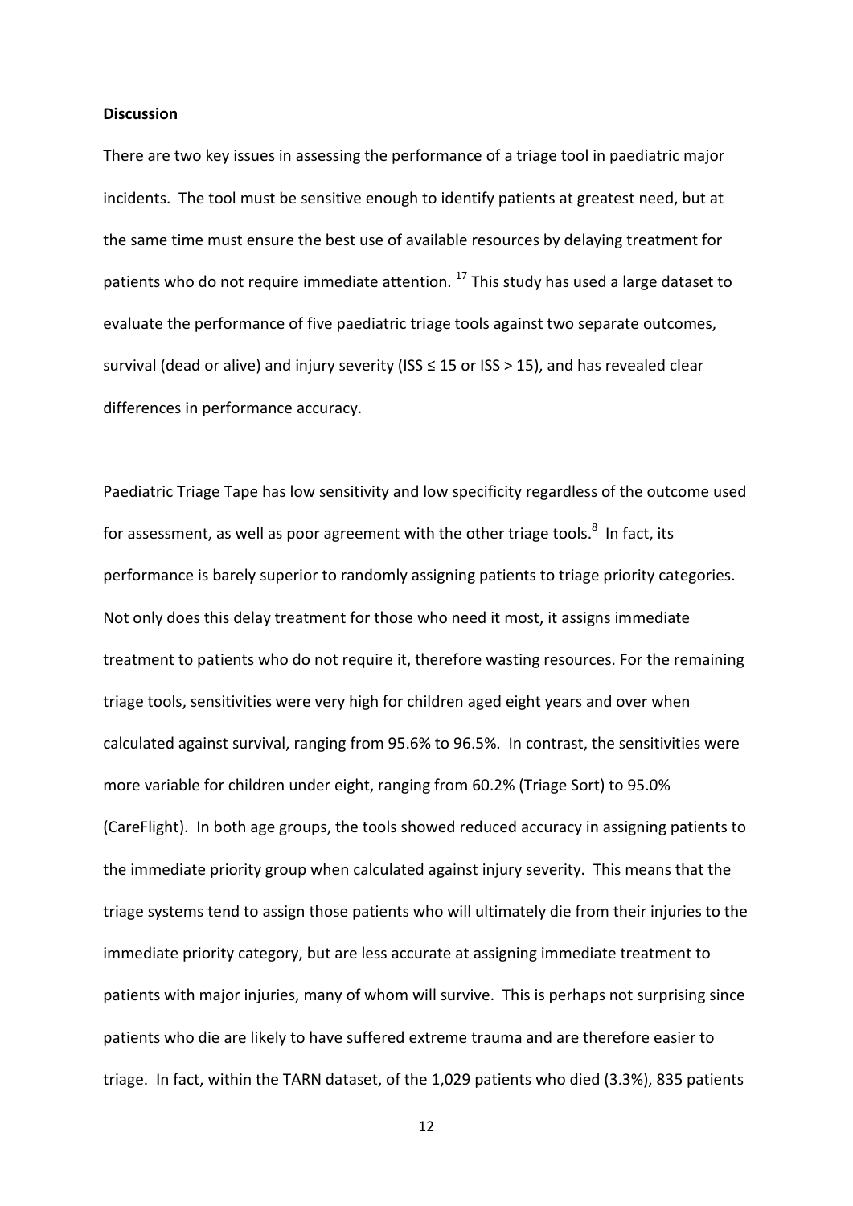**Discussion**

There are two key issues in assessing the performance of a triage tool in paediatric major incidents. The tool must be sensitive enough to identify patients at greatest need, but at the same time must ensure the best use of available resources by delaying treatment for patients who do not require immediate attention. [17] This study has used a large dataset to evaluate the performance of five paediatric triage tools against two separate outcomes, survival (dead or alive) and injury severity (ISS ≤ 15 or ISS > 15), and has revealed clear differences in performance accuracy.

Paediatric Triage Tape has low sensitivity and low specificity regardless of the outcome used for assessment, as well as poor agreement with the other triage tools.[8] In fact, its performance is barely superior to randomly assigning patients to triage priority categories. Not only does this delay treatment for those who need it most, it assigns immediate treatment to patients who do not require it, therefore wasting resources. For the remaining triage tools, sensitivities were very high for children aged eight years and over when calculated against survival, ranging from 95.6% to 96.5%. In contrast, the sensitivities were more variable for children under eight, ranging from 60.2% (Triage Sort) to 95.0% (CareFlight). In both age groups, the tools showed reduced accuracy in assigning patients to the immediate priority group when calculated against injury severity. This means that the triage systems tend to assign those patients who will ultimately die from their injuries to the immediate priority category, but are less accurate at assigning immediate treatment to patients with major injuries, many of whom will survive. This is perhaps not surprising since patients who die are likely to have suffered extreme trauma and are therefore easier to triage. In fact, within the TARN dataset, of the 1,029 patients who died (3.3%), 835 patients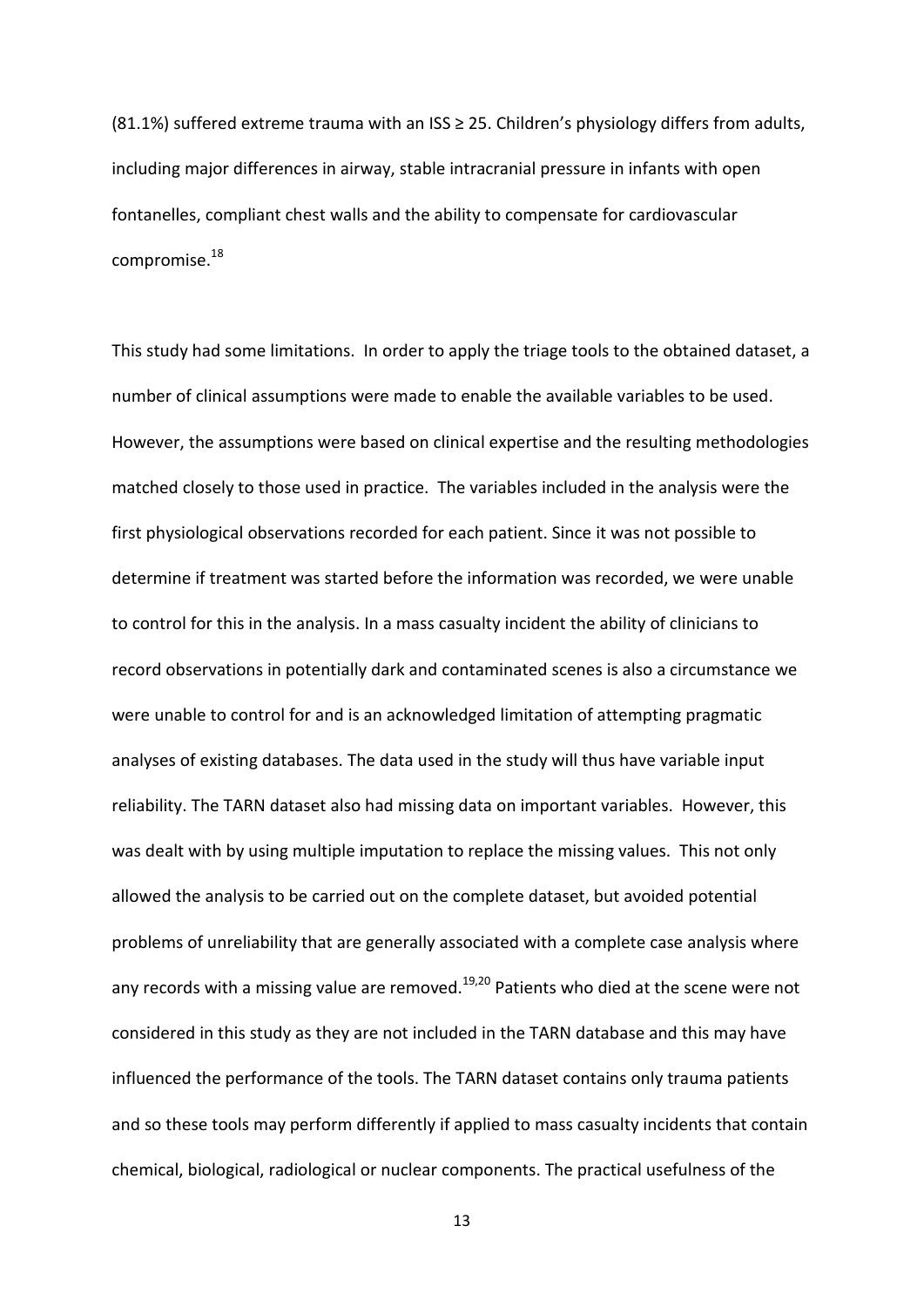(81.1%) suffered extreme trauma with an ISS ≥ 25. Children's physiology differs from adults, including major differences in airway, stable intracranial pressure in infants with open fontanelles, compliant chest walls and the ability to compensate for cardiovascular compromise.[18]

This study had some limitations. In order to apply the triage tools to the obtained dataset, a number of clinical assumptions were made to enable the available variables to be used. However, the assumptions were based on clinical expertise and the resulting methodologies matched closely to those used in practice. The variables included in the analysis were the first physiological observations recorded for each patient. Since it was not possible to determine if treatment was started before the information was recorded, we were unable to control for this in the analysis. In a mass casualty incident the ability of clinicians to record observations in potentially dark and contaminated scenes is also a circumstance we were unable to control for and is an acknowledged limitation of attempting pragmatic analyses of existing databases. The data used in the study will thus have variable input reliability. The TARN dataset also had missing data on important variables. However, this was dealt with by using multiple imputation to replace the missing values. This not only allowed the analysis to be carried out on the complete dataset, but avoided potential problems of unreliability that are generally associated with a complete case analysis where any records with a missing value are removed.[19,20] Patients who died at the scene were not considered in this study as they are not included in the TARN database and this may have influenced the performance of the tools. The TARN dataset contains only trauma patients and so these tools may perform differently if applied to mass casualty incidents that contain chemical, biological, radiological or nuclear components. The practical usefulness of the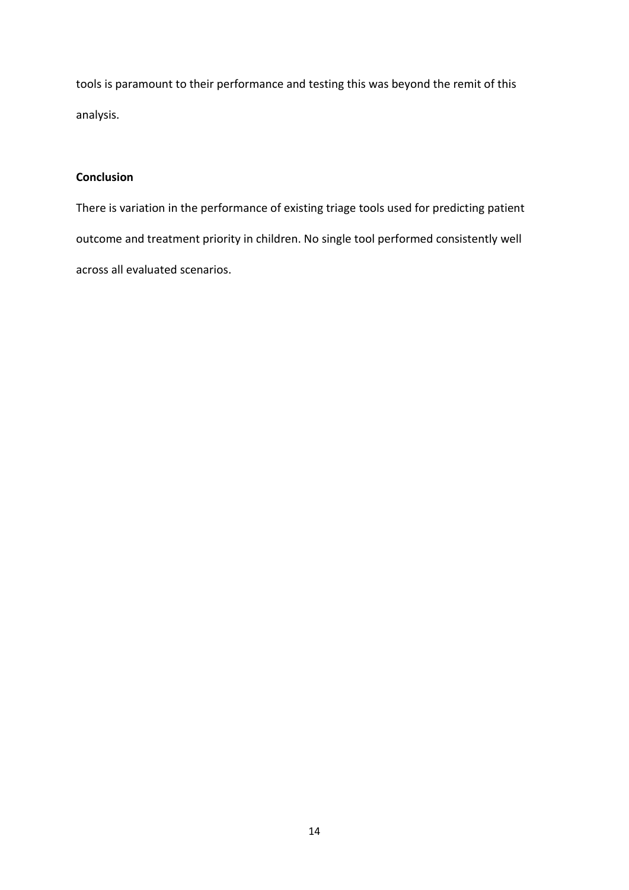tools is paramount to their performance and testing this was beyond the remit of this analysis.

**Conclusion**

There is variation in the performance of existing triage tools used for predicting patient outcome and treatment priority in children. No single tool performed consistently well across all evaluated scenarios.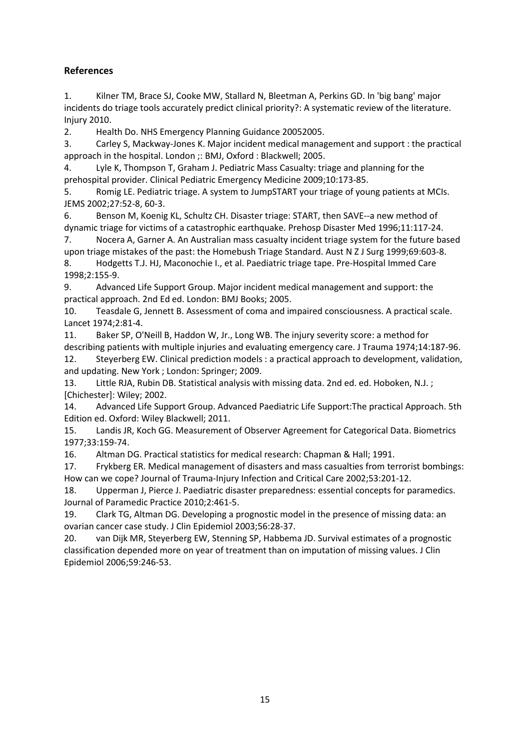## References

1. Kilner TM, Brace SJ, Cooke MW, Stallard N, Bleetman A, Perkins GD. In 'big bang' major incidents do triage tools accurately predict clinical priority?: A systematic review of the literature. Injury 2010.
2. Health Do. NHS Emergency Planning Guidance 20052005.
3. Carley S, Mackway-Jones K. Major incident medical management and support : the practical approach in the hospital. London ;: BMJ, Oxford : Blackwell; 2005.
4. Lyle K, Thompson T, Graham J. Pediatric Mass Casualty: triage and planning for the prehospital provider. Clinical Pediatric Emergency Medicine 2009;10:173-85.
5. Romig LE. Pediatric triage. A system to JumpSTART your triage of young patients at MCIs. JEMS 2002;27:52-8, 60-3.
6. Benson M, Koenig KL, Schultz CH. Disaster triage: START, then SAVE--a new method of dynamic triage for victims of a catastrophic earthquake. Prehosp Disaster Med 1996;11:117-24.
7. Nocera A, Garner A. An Australian mass casualty incident triage system for the future based upon triage mistakes of the past: the Homebush Triage Standard. Aust N Z J Surg 1999;69:603-8.
8. Hodgetts T.J. HJ, Maconochie I., et al. Paediatric triage tape. Pre-Hospital Immed Care 1998;2:155-9.
9. Advanced Life Support Group. Major incident medical management and support: the practical approach. 2nd Ed ed. London: BMJ Books; 2005.
10. Teasdale G, Jennett B. Assessment of coma and impaired consciousness. A practical scale. Lancet 1974;2:81-4.
11. Baker SP, O'Neill B, Haddon W, Jr., Long WB. The injury severity score: a method for describing patients with multiple injuries and evaluating emergency care. J Trauma 1974;14:187-96.
12. Steyerberg EW. Clinical prediction models : a practical approach to development, validation, and updating. New York ; London: Springer; 2009.
13. Little RJA, Rubin DB. Statistical analysis with missing data. 2nd ed. ed. Hoboken, N.J. ; [Chichester]: Wiley; 2002.
14. Advanced Life Support Group. Advanced Paediatric Life Support:The practical Approach. 5th Edition ed. Oxford: Wiley Blackwell; 2011.
15. Landis JR, Koch GG. Measurement of Observer Agreement for Categorical Data. Biometrics 1977;33:159-74.
16. Altman DG. Practical statistics for medical research: Chapman & Hall; 1991.
17. Frykberg ER. Medical management of disasters and mass casualties from terrorist bombings: How can we cope? Journal of Trauma-Injury Infection and Critical Care 2002;53:201-12.
18. Upperman J, Pierce J. Paediatric disaster preparedness: essential concepts for paramedics. Journal of Paramedic Practice 2010;2:461-5.
19. Clark TG, Altman DG. Developing a prognostic model in the presence of missing data: an ovarian cancer case study. J Clin Epidemiol 2003;56:28-37.
20. van Dijk MR, Steyerberg EW, Stenning SP, Habbema JD. Survival estimates of a prognostic classification depended more on year of treatment than on imputation of missing values. J Clin Epidemiol 2006;59:246-53.